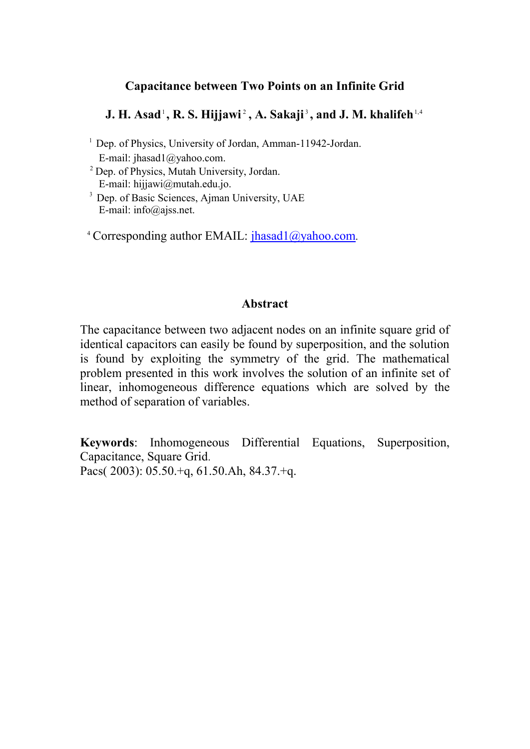# Capacitance between Two Points on an Infinite Grid

**J. H. Asad** [1], **R. S. Hijjawi** [2], **A. Sakaji** [3], **and J. M. khalifeh** [1,4]

[1] Dep. of Physics, University of Jordan, Amman-11942-Jordan.
E-mail: jhasad1@yahoo.com.

[2] Dep. of Physics, Mutah University, Jordan.
E-mail: hijjawi@mutah.edu.jo.

[3] Dep. of Basic Sciences, Ajman University, UAE
E-mail: info@ajss.net.

[4] Corresponding author EMAIL: jhasad1@yahoo.com.

## Abstract

The capacitance between two adjacent nodes on an infinite square grid of identical capacitors can easily be found by superposition, and the solution is found by exploiting the symmetry of the grid. The mathematical problem presented in this work involves the solution of an infinite set of linear, inhomogeneous difference equations which are solved by the method of separation of variables.

**Keywords**: Inhomogeneous Differential Equations, Superposition, Capacitance, Square Grid.
Pacs( 2003): 05.50.+q, 61.50.Ah, 84.37.+q.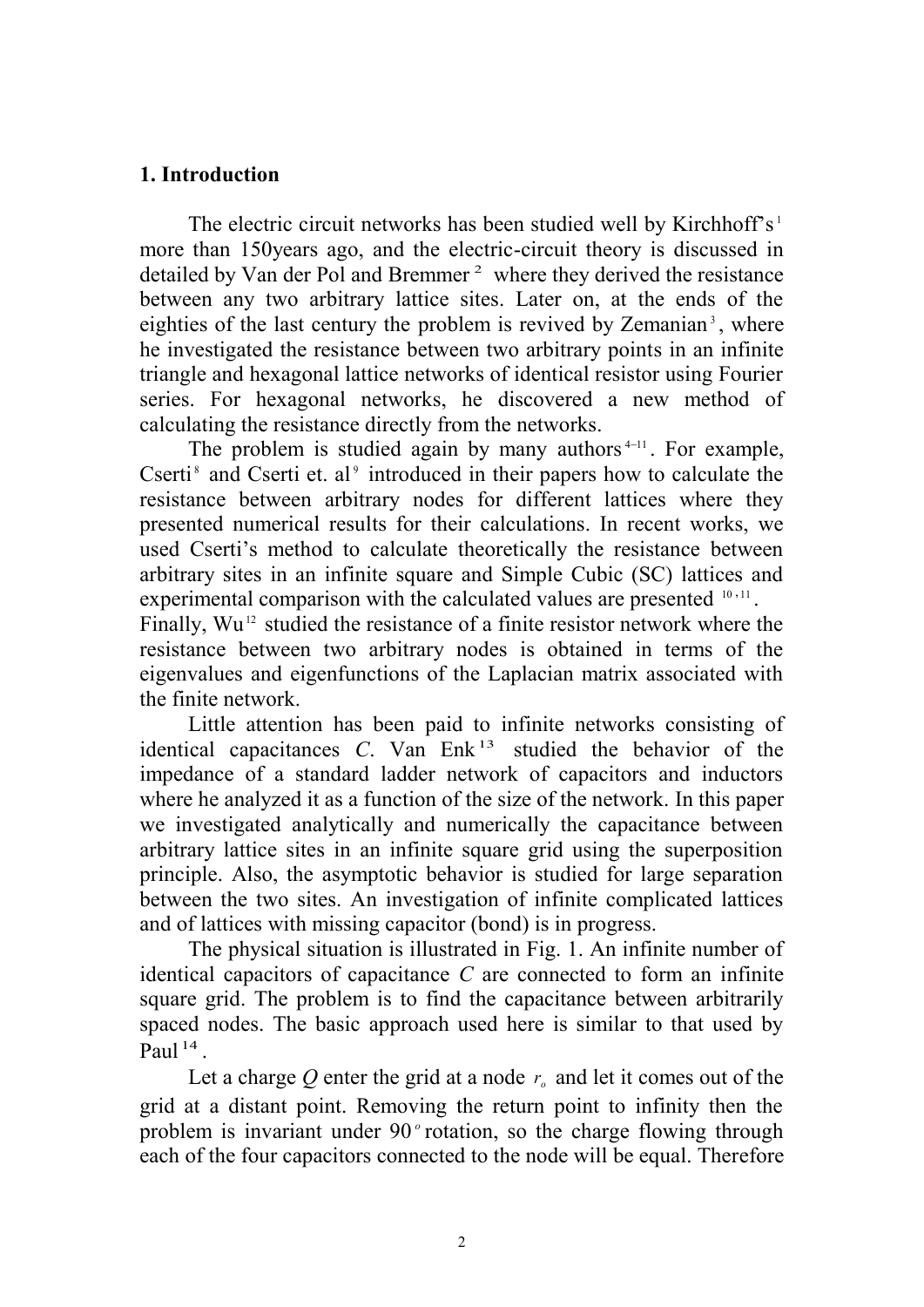## 1. Introduction

The electric circuit networks has been studied well by Kirchhoff's[1] more than 150years ago, and the electric-circuit theory is discussed in detailed by Van der Pol and Bremmer[2] where they derived the resistance between any two arbitrary lattice sites. Later on, at the ends of the eighties of the last century the problem is revived by Zemanian[3], where he investigated the resistance between two arbitrary points in an infinite triangle and hexagonal lattice networks of identical resistor using Fourier series. For hexagonal networks, he discovered a new method of calculating the resistance directly from the networks.

The problem is studied again by many authors[4–11]. For example, Cserti[8] and Cserti et. al[9] introduced in their papers how to calculate the resistance between arbitrary nodes for different lattices where they presented numerical results for their calculations. In recent works, we used Cserti's method to calculate theoretically the resistance between arbitrary sites in an infinite square and Simple Cubic (SC) lattices and experimental comparison with the calculated values are presented [10,11]. Finally, Wu[12] studied the resistance of a finite resistor network where the resistance between two arbitrary nodes is obtained in terms of the eigenvalues and eigenfunctions of the Laplacian matrix associated with the finite network.

Little attention has been paid to infinite networks consisting of identical capacitances *C*. Van Enk[13] studied the behavior of the impedance of a standard ladder network of capacitors and inductors where he analyzed it as a function of the size of the network. In this paper we investigated analytically and numerically the capacitance between arbitrary lattice sites in an infinite square grid using the superposition principle. Also, the asymptotic behavior is studied for large separation between the two sites. An investigation of infinite complicated lattices and of lattices with missing capacitor (bond) is in progress.

The physical situation is illustrated in Fig. 1. An infinite number of identical capacitors of capacitance *C* are connected to form an infinite square grid. The problem is to find the capacitance between arbitrarily spaced nodes. The basic approach used here is similar to that used by Paul[14].

Let a charge *Q* enter the grid at a node $r_o$ and let it comes out of the grid at a distant point. Removing the return point to infinity then the problem is invariant under $90^o$ rotation, so the charge flowing through each of the four capacitors connected to the node will be equal. Therefore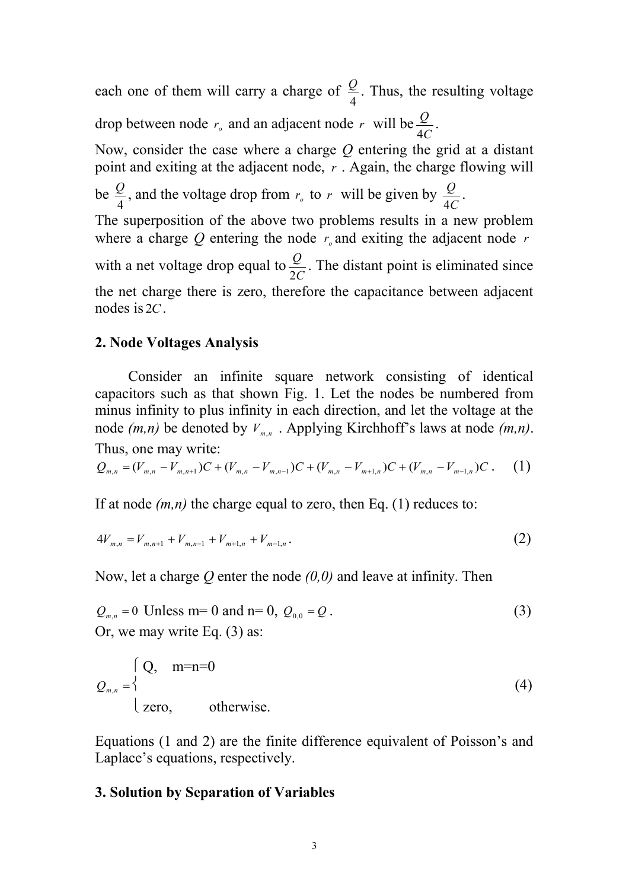each one of them will carry a charge of $\frac{Q}{4}$. Thus, the resulting voltage drop between node $r_o$ and an adjacent node $r$ will be $\frac{Q}{4C}$.

Now, consider the case where a charge *Q* entering the grid at a distant point and exiting at the adjacent node, $r$. Again, the charge flowing will be $\frac{Q}{4}$, and the voltage drop from $r_o$ to $r$ will be given by $\frac{Q}{4C}$.

The superposition of the above two problems results in a new problem where a charge *Q* entering the node $r_o$ and exiting the adjacent node $r$ with a net voltage drop equal to $\frac{Q}{2C}$. The distant point is eliminated since the net charge there is zero, therefore the capacitance between adjacent nodes is $2C$.

## 2. Node Voltages Analysis

Consider an infinite square network consisting of identical capacitors such as that shown Fig. 1. Let the nodes be numbered from minus infinity to plus infinity in each direction, and let the voltage at the node *(m,n)* be denoted by $V_{m,n}$. Applying Kirchhoff's laws at node *(m,n)*. Thus, one may write:

$$Q_{m,n} = (V_{m,n} - V_{m,n+1})C + (V_{m,n} - V_{m,n-1})C + (V_{m,n} - V_{m+1,n})C + (V_{m,n} - V_{m-1,n})C \,. \quad (1)$$

If at node *(m,n)* the charge equal to zero, then Eq. (1) reduces to:

$$4V_{m,n} = V_{m,n+1} + V_{m,n-1} + V_{m+1,n} + V_{m-1,n} \,. \quad (2)$$

Now, let a charge *Q* enter the node *(0,0)* and leave at infinity. Then

$Q_{m,n} = 0$ Unless m= 0 and n= 0, $Q_{0,0} = Q$. (3)

Or, we may write Eq. (3) as:

$$Q_{m,n} = \begin{cases} Q, & \text{m=n=0} \\ \text{zero,} & \text{otherwise.} \end{cases} \quad (4)$$

Equations (1 and 2) are the finite difference equivalent of Poisson's and Laplace's equations, respectively.

## 3. Solution by Separation of Variables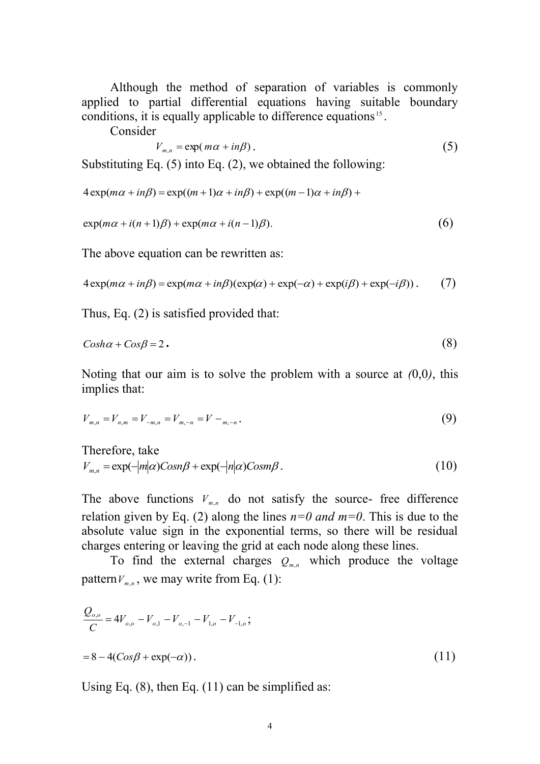Although the method of separation of variables is commonly applied to partial differential equations having suitable boundary conditions, it is equally applicable to difference equations[15].

Consider

$$V_{m,n} = \exp(m\alpha + in\beta)\,. \tag{5}$$

Substituting Eq. (5) into Eq. (2), we obtained the following:

$$4\exp(m\alpha + in\beta) = \exp((m+1)\alpha + in\beta) + \exp((m-1)\alpha + in\beta) +$$

$$\exp(m\alpha + i(n+1)\beta) + \exp(m\alpha + i(n-1)\beta). \tag{6}$$

The above equation can be rewritten as:

$$4\exp(m\alpha + in\beta) = \exp(m\alpha + in\beta)(\exp(\alpha) + \exp(-\alpha) + \exp(i\beta) + \exp(-i\beta))\,. \tag{7}$$

Thus, Eq. (2) is satisfied provided that:

$$Cosh\alpha + Cos\beta = 2\,. \tag{8}$$

Noting that our aim is to solve the problem with a source at *(*0,0*)*, this implies that:

$$V_{m,n} = V_{n,m} = V_{-m,n} = V_{m,-n} = V_{-m,-n}\,. \tag{9}$$

Therefore, take

$$V_{m,n} = \exp(-|m|\alpha)Cosn\beta + \exp(-|n|\alpha)Cosm\beta\,. \tag{10}$$

The above functions $V_{m,n}$ do not satisfy the source- free difference relation given by Eq. (2) along the lines *n=0 and m=0*. This is due to the absolute value sign in the exponential terms, so there will be residual charges entering or leaving the grid at each node along these lines.

To find the external charges $Q_{m,n}$ which produce the voltage pattern $V_{m,n}$, we may write from Eq. (1):

$$\frac{Q_{o,o}}{C} = 4V_{o,o} - V_{o,1} - V_{o,-1} - V_{1,o} - V_{-1,o}\,;$$

$$= 8 - 4(Cos\beta + \exp(-\alpha))\,. \tag{11}$$

Using Eq. (8), then Eq. (11) can be simplified as: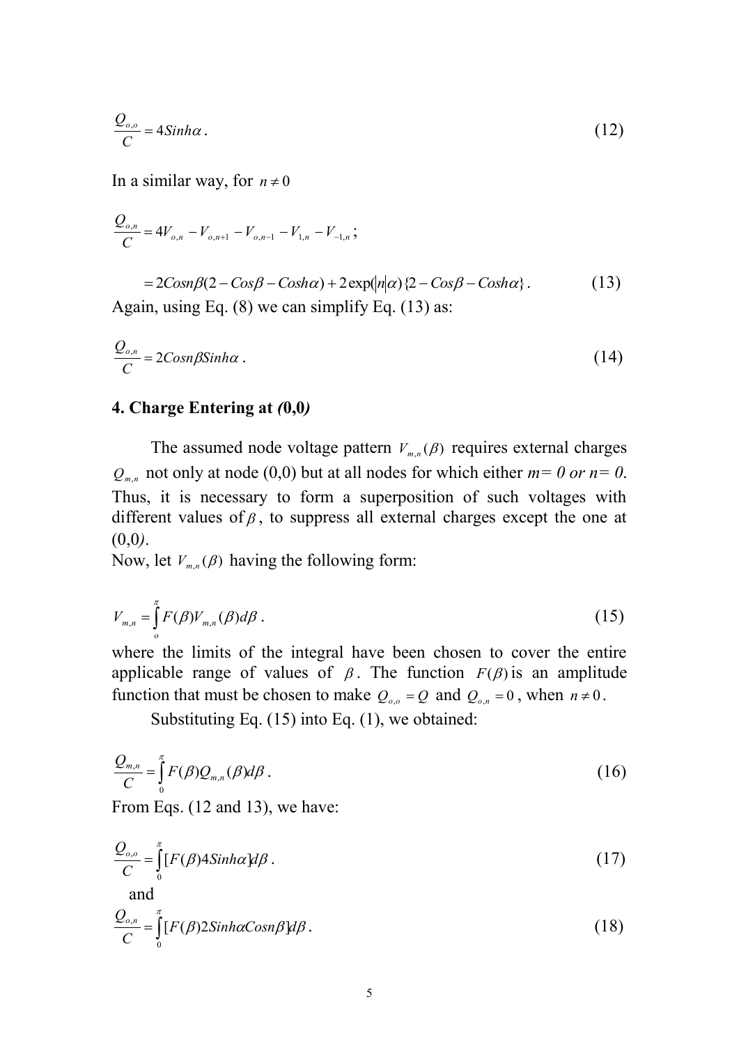$$\frac{Q_{o,o}}{C} = 4Sinh\alpha \,. \tag{12}$$

In a similar way, for $n \neq 0$

$$\frac{Q_{o,n}}{C} = 4V_{o,n} - V_{o,n+1} - V_{o,n-1} - V_{1,n} - V_{-1,n} \,;$$

$$= 2Cosn\beta(2 - Cos\beta - Cosh\alpha) + 2\exp(|n|\alpha)\{2 - Cos\beta - Cosh\alpha\} \,. \tag{13}$$

Again, using Eq. (8) we can simplify Eq. (13) as:

$$\frac{Q_{o,n}}{C} = 2Cosn\beta Sinh\alpha \,. \tag{14}$$

## 4. Charge Entering at *(*0,0*)*

The assumed node voltage pattern $V_{m,n}(\beta)$ requires external charges $Q_{m,n}$ not only at node (0,0) but at all nodes for which either *m= 0 or n= 0*. Thus, it is necessary to form a superposition of such voltages with different values of $\beta$, to suppress all external charges except the one at (0,0*)*.

Now, let $V_{m,n}(\beta)$ having the following form:

$$V_{m,n} = \int_{o}^{\pi} F(\beta) V_{m,n}(\beta) d\beta \,. \tag{15}$$

where the limits of the integral have been chosen to cover the entire applicable range of values of $\beta$. The function $F(\beta)$ is an amplitude function that must be chosen to make $Q_{o,o} = Q$ and $Q_{o,n} = 0$, when $n \neq 0$.

Substituting Eq. (15) into Eq. (1), we obtained:

$$\frac{Q_{m,n}}{C} = \int_{0}^{\pi} F(\beta) Q_{m,n}(\beta) d\beta \,. \tag{16}$$

From Eqs. (12 and 13), we have:

$$\frac{Q_{o,o}}{C} = \int_{0}^{\pi} [F(\beta) 4Sinh\alpha] d\beta \,. \tag{17}$$

and

$$\frac{Q_{o,n}}{C} = \int_{0}^{\pi} [F(\beta) 2Sinh\alpha Cosn\beta] d\beta \,. \tag{18}$$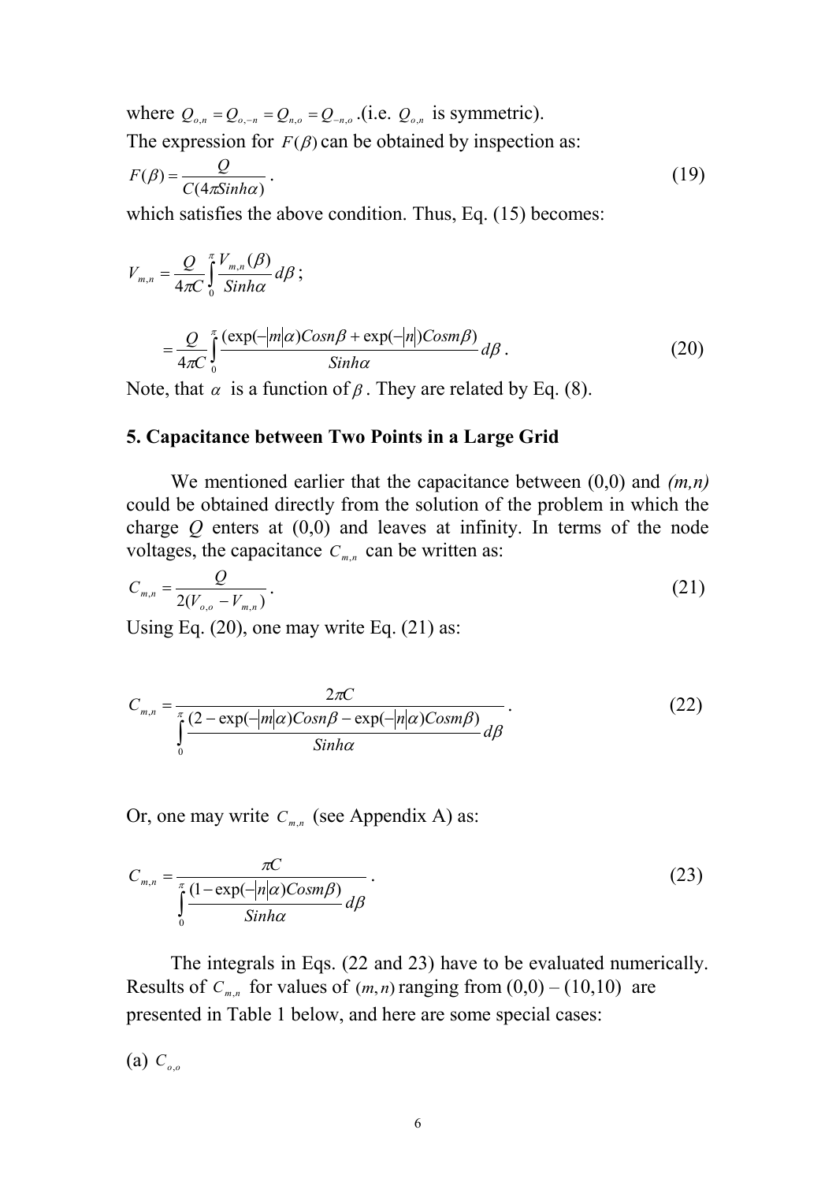where $Q_{o,n} = Q_{o,-n} = Q_{n,o} = Q_{-n,o}$ .(i.e. $Q_{o,n}$ is symmetric).

The expression for $F(\beta)$ can be obtained by inspection as:

$$F(\beta) = \frac{Q}{C(4\pi Sinh\alpha)} . \tag{19}$$

which satisfies the above condition. Thus, Eq. (15) becomes:

$$V_{m,n} = \frac{Q}{4\pi C}\int_0^{\pi} \frac{V_{m,n}(\beta)}{Sinh\alpha} d\beta ;$$

$$= \frac{Q}{4\pi C}\int_0^{\pi} \frac{(\exp(-|m|\alpha)Cosn\beta + \exp(-|n|)Cosm\beta)}{Sinh\alpha} d\beta . \tag{20}$$

Note, that $\alpha$ is a function of $\beta$. They are related by Eq. (8).

## 5. Capacitance between Two Points in a Large Grid

We mentioned earlier that the capacitance between (0,0) and *(m,n)* could be obtained directly from the solution of the problem in which the charge *Q* enters at (0,0) and leaves at infinity. In terms of the node voltages, the capacitance $C_{m,n}$ can be written as:

$$C_{m,n} = \frac{Q}{2(V_{o,o} - V_{m,n})} . \tag{21}$$

Using Eq. (20), one may write Eq. (21) as:

$$C_{m,n} = \frac{2\pi C}{\displaystyle\int_0^{\pi} \frac{(2 - \exp(-|m|\alpha)Cosn\beta - \exp(-|n|\alpha)Cosm\beta)}{Sinh\alpha} d\beta} . \tag{22}$$

Or, one may write $C_{m,n}$ (see Appendix A) as:

$$C_{m,n} = \frac{\pi C}{\displaystyle\int_0^{\pi} \frac{(1 - \exp(-|n|\alpha)Cosm\beta)}{Sinh\alpha} d\beta} . \tag{23}$$

The integrals in Eqs. (22 and 23) have to be evaluated numerically. Results of $C_{m,n}$ for values of $(m,n)$ ranging from (0,0) – (10,10) are presented in Table 1 below, and here are some special cases:

(a) $C_{o,o}$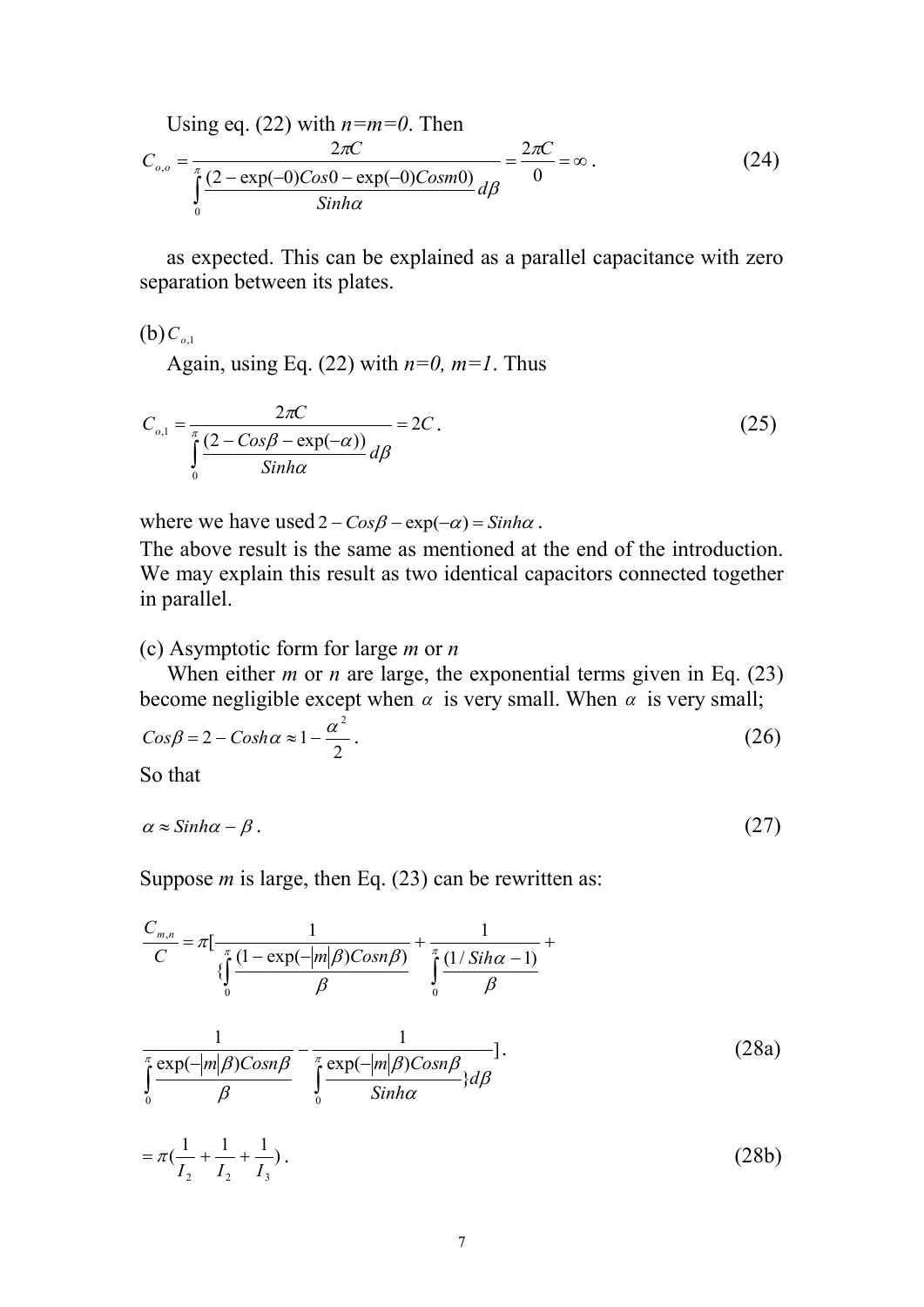Using eq. (22) with $n=m=0$. Then

$$C_{o,o} = \frac{2\pi C}{\int_0^{\pi} \frac{(2-\exp(-0)Cos0-\exp(-0)Cosm0)}{Sinh\alpha}d\beta} = \frac{2\pi C}{0} = \infty \,. \tag{24}$$

as expected. This can be explained as a parallel capacitance with zero separation between its plates.

(b) $C_{o,1}$

Again, using Eq. (22) with $n=0$, $m=1$. Thus

$$C_{o,1} = \frac{2\pi C}{\int_0^{\pi} \frac{(2-Cos\beta-\exp(-\alpha))}{Sinh\alpha}d\beta} = 2C \,. \tag{25}$$

where we have used $2-Cos\beta-\exp(-\alpha)=Sinh\alpha$.

The above result is the same as mentioned at the end of the introduction. We may explain this result as two identical capacitors connected together in parallel.

(c) Asymptotic form for large $m$ or $n$

When either $m$ or $n$ are large, the exponential terms given in Eq. (23) become negligible except when $\alpha$ is very small. When $\alpha$ is very small;

$$Cos\beta = 2-Cosh\alpha \approx 1-\frac{\alpha^2}{2} \,. \tag{26}$$

So that

$$\alpha \approx Sinh\alpha - \beta \,. \tag{27}$$

Suppose $m$ is large, then Eq. (23) can be rewritten as:

$$\frac{C_{m,n}}{C} = \pi\Big[\frac{1}{\{\int_0^{\pi}\frac{(1-\exp(-|m|\beta)Cosn\beta)}{\beta}} + \frac{1}{\int_0^{\pi}\frac{(1/Sih\alpha-1)}{\beta}} +$$

$$\frac{1}{\int_0^{\pi}\frac{\exp(-|m|\beta)Cosn\beta}{\beta}} - \frac{1}{\int_0^{\pi}\frac{\exp(-|m|\beta)Cosn\beta}{Sinh\alpha}\}d\beta}\Big] \,. \tag{28a}$$

$$= \pi\Big(\frac{1}{I_2}+\frac{1}{I_2}+\frac{1}{I_3}\Big) \,. \tag{28b}$$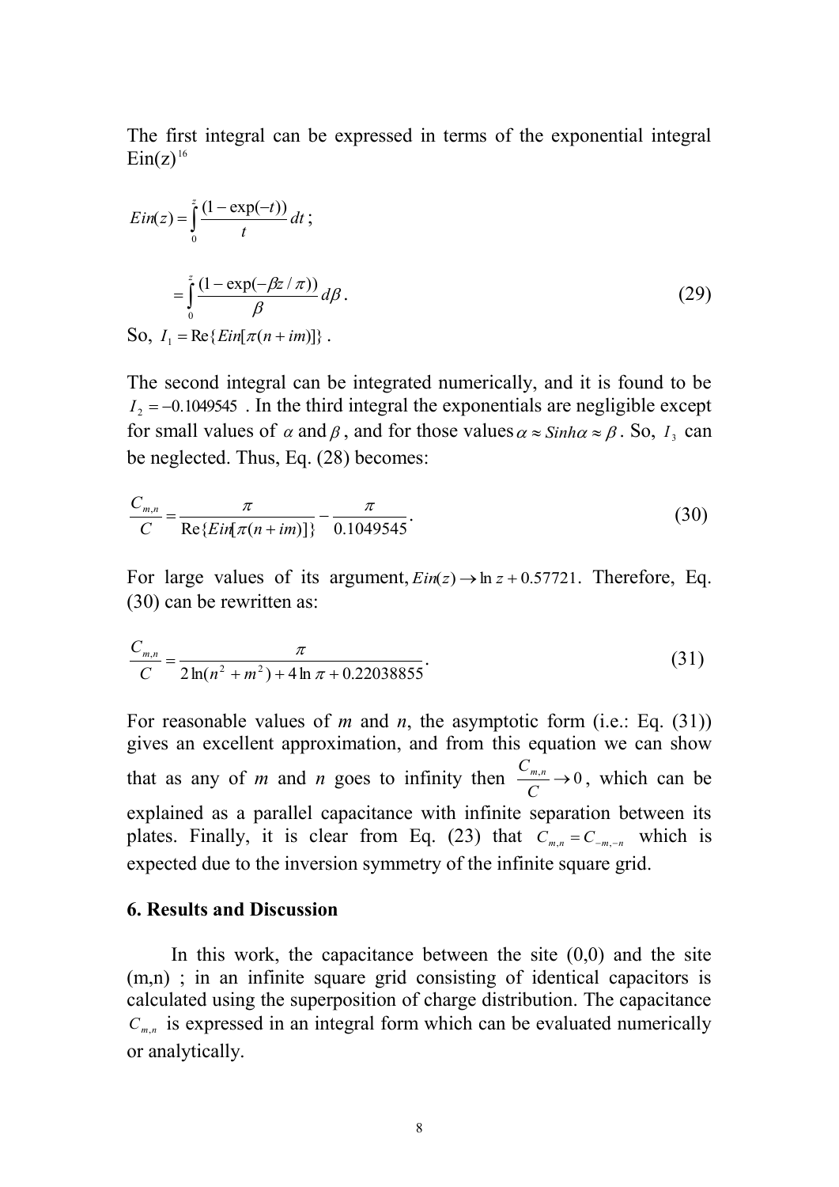The first integral can be expressed in terms of the exponential integral Ein(z)[16]

$$Ein(z) = \int_0^z \frac{(1-\exp(-t))}{t}\,dt\,;$$

$$= \int_0^z \frac{(1-\exp(-\beta z/\pi))}{\beta}\,d\beta\,. \tag{29}$$

So, $I_1 = \mathrm{Re}\{Ein[\pi(n+im)]\}$ .

The second integral can be integrated numerically, and it is found to be $I_2 = -0.1049545$ . In the third integral the exponentials are negligible except for small values of $\alpha$ and $\beta$, and for those values $\alpha \approx Sinh\alpha \approx \beta$. So, $I_3$ can be neglected. Thus, Eq. (28) becomes:

$$\frac{C_{m,n}}{C} = \frac{\pi}{\mathrm{Re}\{Ein[\pi(n+im)]\}} - \frac{\pi}{0.1049545}\,. \tag{30}$$

For large values of its argument, $Ein(z) \to \ln z + 0.57721$. Therefore, Eq. (30) can be rewritten as:

$$\frac{C_{m,n}}{C} = \frac{\pi}{2\ln(n^2+m^2) + 4\ln\pi + 0.22038855}\,. \tag{31}$$

For reasonable values of *m* and *n*, the asymptotic form (i.e.: Eq. (31)) gives an excellent approximation, and from this equation we can show that as any of *m* and *n* goes to infinity then $\frac{C_{m,n}}{C} \to 0$, which can be explained as a parallel capacitance with infinite separation between its plates. Finally, it is clear from Eq. (23) that $C_{m,n} = C_{-m,-n}$ which is expected due to the inversion symmetry of the infinite square grid.

## 6. Results and Discussion

In this work, the capacitance between the site (0,0) and the site (m,n) ; in an infinite square grid consisting of identical capacitors is calculated using the superposition of charge distribution. The capacitance $C_{m,n}$ is expressed in an integral form which can be evaluated numerically or analytically.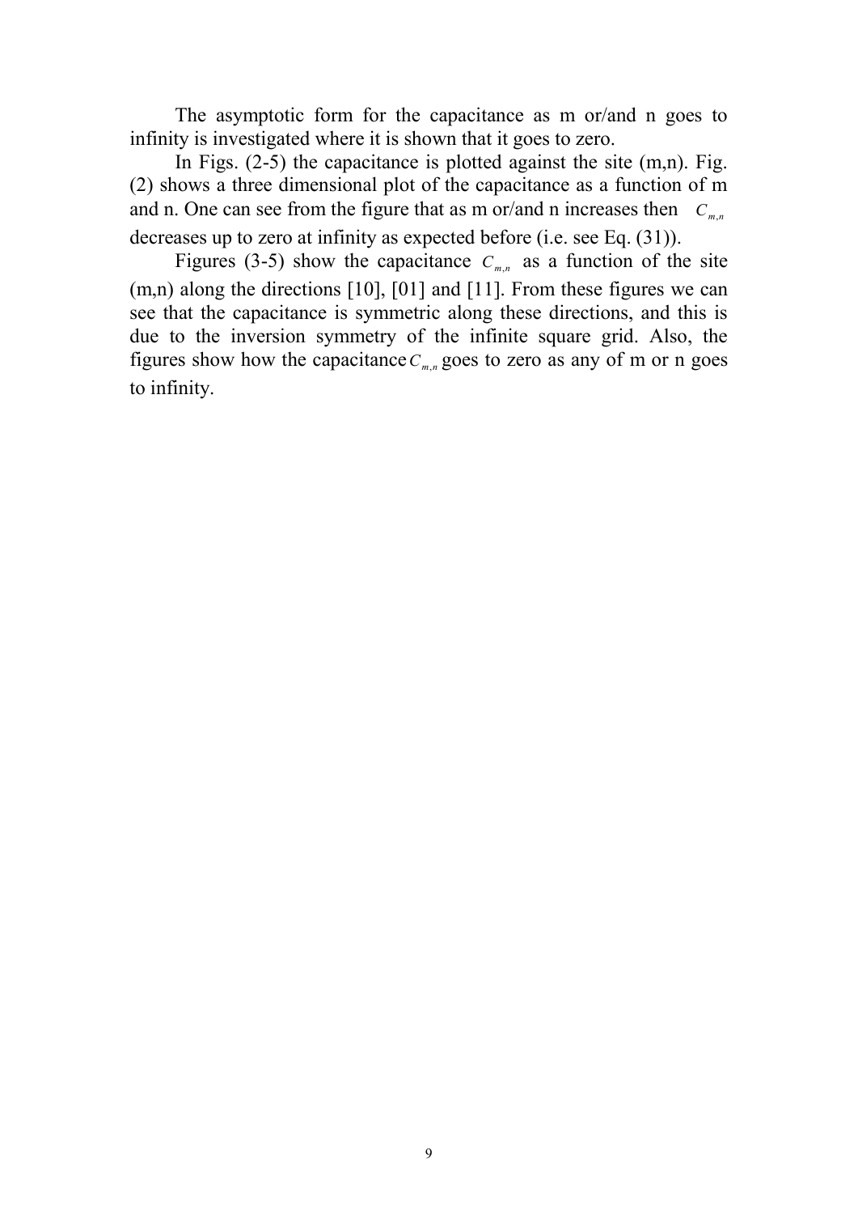The asymptotic form for the capacitance as m or/and n goes to infinity is investigated where it is shown that it goes to zero.

In Figs. (2-5) the capacitance is plotted against the site (m,n). Fig. (2) shows a three dimensional plot of the capacitance as a function of m and n. One can see from the figure that as m or/and n increases then $C_{m,n}$ decreases up to zero at infinity as expected before (i.e. see Eq. (31)).

Figures (3-5) show the capacitance $C_{m,n}$ as a function of the site (m,n) along the directions [10], [01] and [11]. From these figures we can see that the capacitance is symmetric along these directions, and this is due to the inversion symmetry of the infinite square grid. Also, the figures show how the capacitance $C_{m,n}$ goes to zero as any of m or n goes to infinity.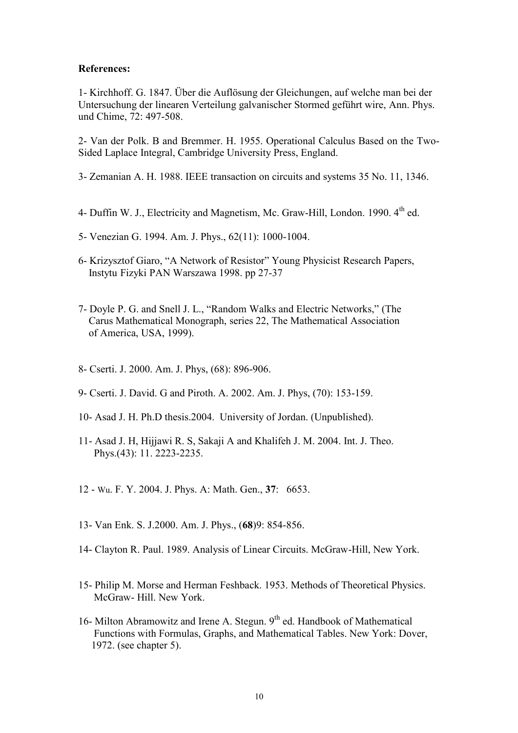**References:**

1- Kirchhoff. G. 1847. Über die Auflösung der Gleichungen, auf welche man bei der Untersuchung der linearen Verteilung galvanischer Stormed geführt wire, Ann. Phys. und Chime, 72: 497-508.

2- Van der Polk. B and Bremmer. H. 1955. Operational Calculus Based on the Two-Sided Laplace Integral, Cambridge University Press, England.

3- Zemanian A. H. 1988. IEEE transaction on circuits and systems 35 No. 11, 1346.

4- Duffin W. J., Electricity and Magnetism, Mc. Graw-Hill, London. 1990. 4th ed.

5- Venezian G. 1994. Am. J. Phys., 62(11): 1000-1004.

6- Krizysztof Giaro, "A Network of Resistor" Young Physicist Research Papers, Instytu Fizyki PAN Warszawa 1998. pp 27-37

7- Doyle P. G. and Snell J. L., "Random Walks and Electric Networks," (The Carus Mathematical Monograph, series 22, The Mathematical Association of America, USA, 1999).

8- Cserti. J. 2000. Am. J. Phys, (68): 896-906.

9- Cserti. J. David. G and Piroth. A. 2002. Am. J. Phys, (70): 153-159.

10- Asad J. H. Ph.D thesis.2004. University of Jordan. (Unpublished).

11- Asad J. H, Hijjawi R. S, Sakaji A and Khalifeh J. M. 2004. Int. J. Theo. Phys.(43): 11. 2223-2235.

12 - Wu. F. Y. 2004. J. Phys. A: Math. Gen., **37**: 6653.

13- Van Enk. S. J.2000. Am. J. Phys., (**68**)9: 854-856.

14- Clayton R. Paul. 1989. Analysis of Linear Circuits. McGraw-Hill, New York.

15- Philip M. Morse and Herman Feshback. 1953. Methods of Theoretical Physics. McGraw- Hill. New York.

16- Milton Abramowitz and Irene A. Stegun. 9th ed. Handbook of Mathematical Functions with Formulas, Graphs, and Mathematical Tables. New York: Dover, 1972. (see chapter 5).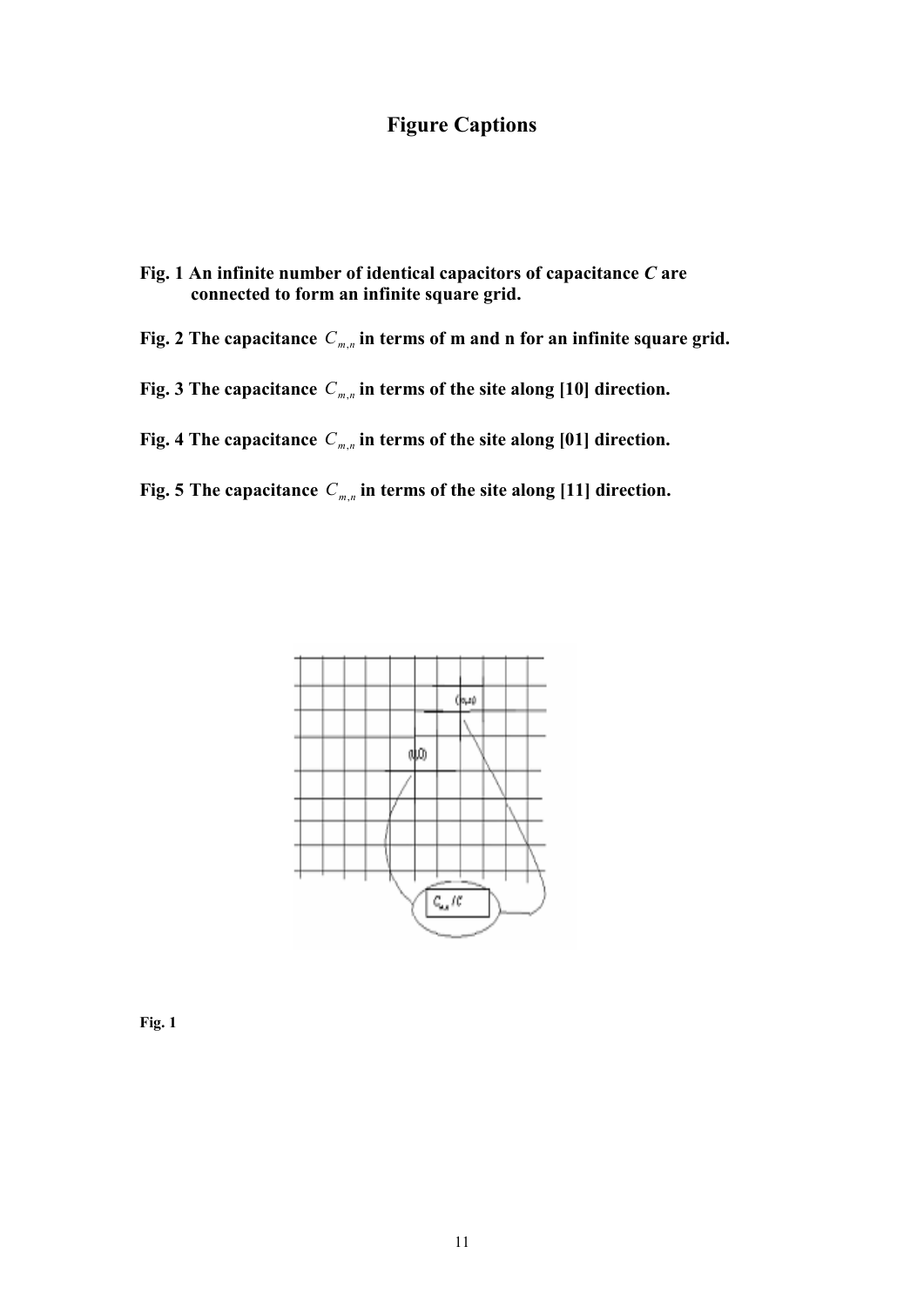# Figure Captions

**Fig. 1 An infinite number of identical capacitors of capacitance *C* are connected to form an infinite square grid.**

**Fig. 2 The capacitance $C_{m,n}$ in terms of m and n for an infinite square grid.**

**Fig. 3 The capacitance $C_{m,n}$ in terms of the site along [10] direction.**

**Fig. 4 The capacitance $C_{m,n}$ in terms of the site along [01] direction.**

**Fig. 5 The capacitance $C_{m,n}$ in terms of the site along [11] direction.**

**Fig. 1**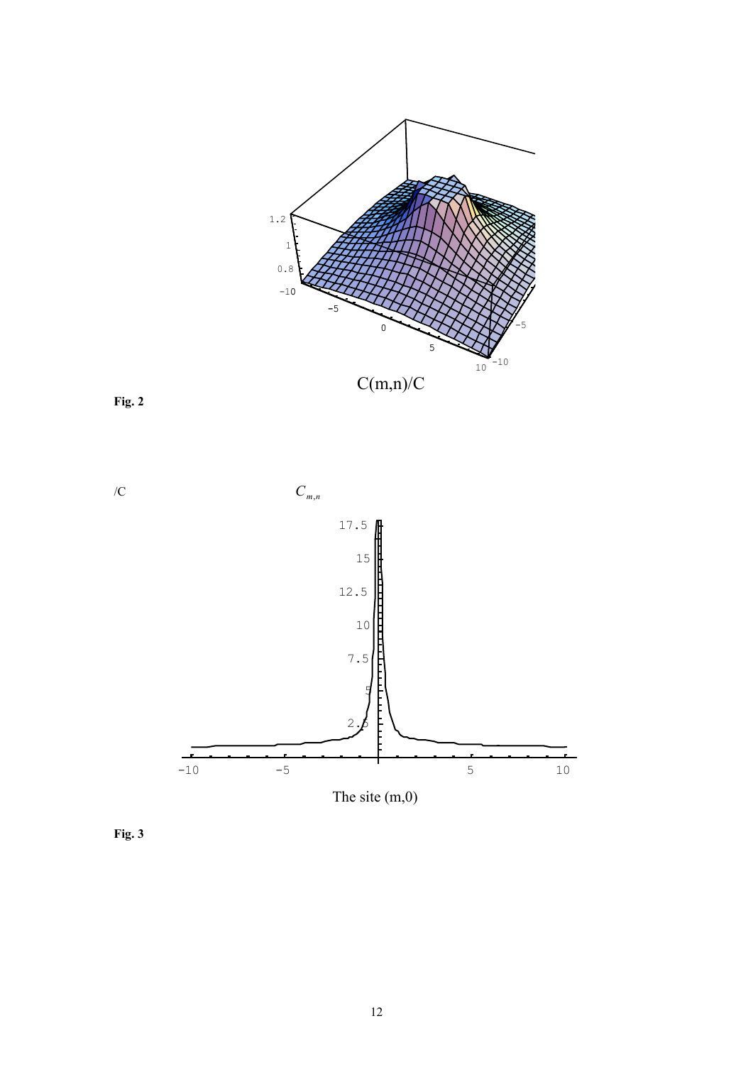C(m,n)/C

**Fig. 2**

/C $C_{m,n}$

The site (m,0)

**Fig. 3**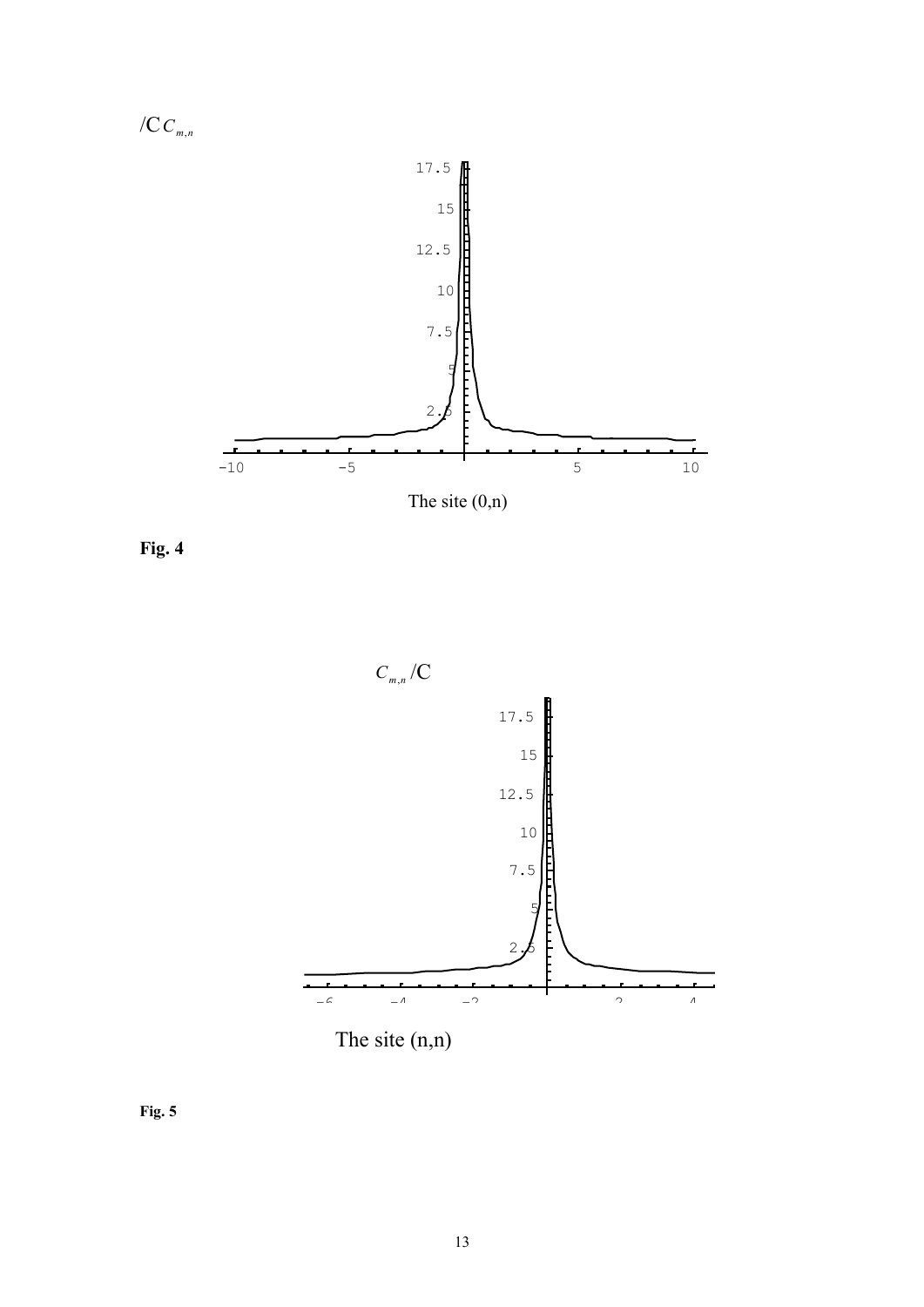$/C\,C_{m,n}$

17.5
15
12.5
10
7.5
5
2.5

−10 −5 5 10

The site (0,n)

**Fig. 4**

$C_{m,n}/C$

17.5
15
12.5
10
7.5
5
2.5

−6 −4 −2 2 4

The site (n,n)

**Fig. 5**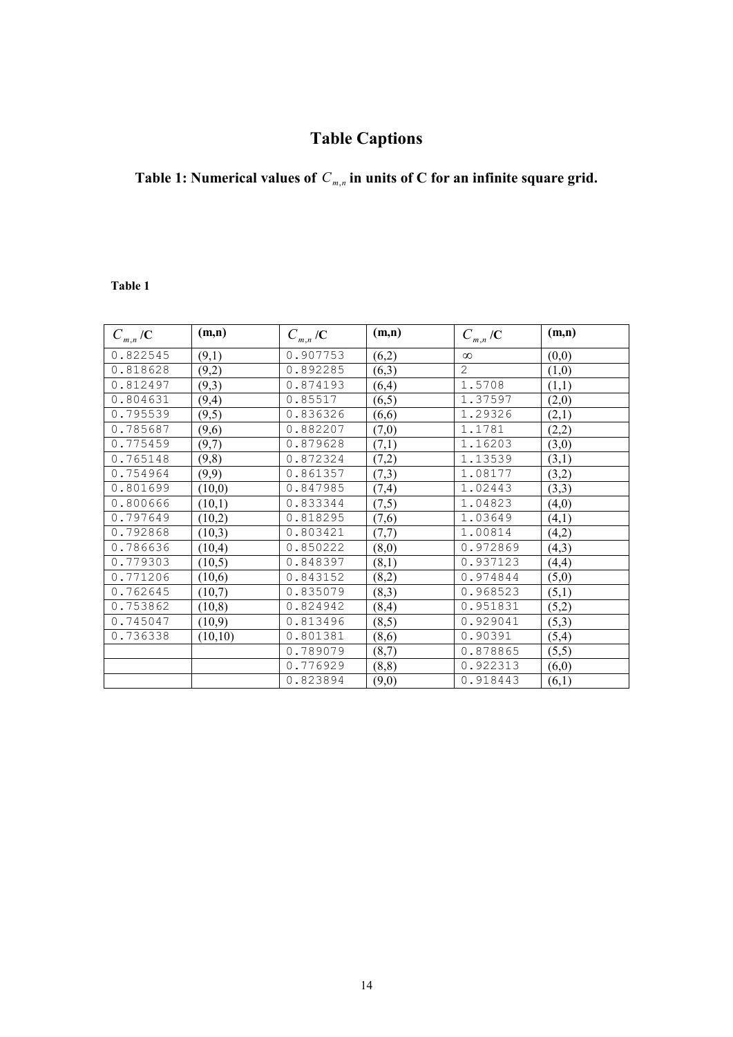# Table Captions

**Table 1: Numerical values of $C_{m,n}$ in units of C for an infinite square grid.**

**Table 1**

| $C_{m,n}$ /C | (m,n) | $C_{m,n}$ /C | (m,n) | $C_{m,n}$ /C | (m,n) |
|---|---|---|---|---|---|
| 0.822545 | (9,1) | 0.907753 | (6,2) | $\infty$ | (0,0) |
| 0.818628 | (9,2) | 0.892285 | (6,3) | 2 | (1,0) |
| 0.812497 | (9,3) | 0.874193 | (6,4) | 1.5708 | (1,1) |
| 0.804631 | (9,4) | 0.85517 | (6,5) | 1.37597 | (2,0) |
| 0.795539 | (9,5) | 0.836326 | (6,6) | 1.29326 | (2,1) |
| 0.785687 | (9,6) | 0.882207 | (7,0) | 1.1781 | (2,2) |
| 0.775459 | (9,7) | 0.879628 | (7,1) | 1.16203 | (3,0) |
| 0.765148 | (9,8) | 0.872324 | (7,2) | 1.13539 | (3,1) |
| 0.754964 | (9,9) | 0.861357 | (7,3) | 1.08177 | (3,2) |
| 0.801699 | (10,0) | 0.847985 | (7,4) | 1.02443 | (3,3) |
| 0.800666 | (10,1) | 0.833344 | (7,5) | 1.04823 | (4,0) |
| 0.797649 | (10,2) | 0.818295 | (7,6) | 1.03649 | (4,1) |
| 0.792868 | (10,3) | 0.803421 | (7,7) | 1.00814 | (4,2) |
| 0.786636 | (10,4) | 0.850222 | (8,0) | 0.972869 | (4,3) |
| 0.779303 | (10,5) | 0.848397 | (8,1) | 0.937123 | (4,4) |
| 0.771206 | (10,6) | 0.843152 | (8,2) | 0.974844 | (5,0) |
| 0.762645 | (10,7) | 0.835079 | (8,3) | 0.968523 | (5,1) |
| 0.753862 | (10,8) | 0.824942 | (8,4) | 0.951831 | (5,2) |
| 0.745047 | (10,9) | 0.813496 | (8,5) | 0.929041 | (5,3) |
| 0.736338 | (10,10) | 0.801381 | (8,6) | 0.90391 | (5,4) |
| | | 0.789079 | (8,7) | 0.878865 | (5,5) |
| | | 0.776929 | (8,8) | 0.922313 | (6,0) |
| | | 0.823894 | (9,0) | 0.918443 | (6,1) |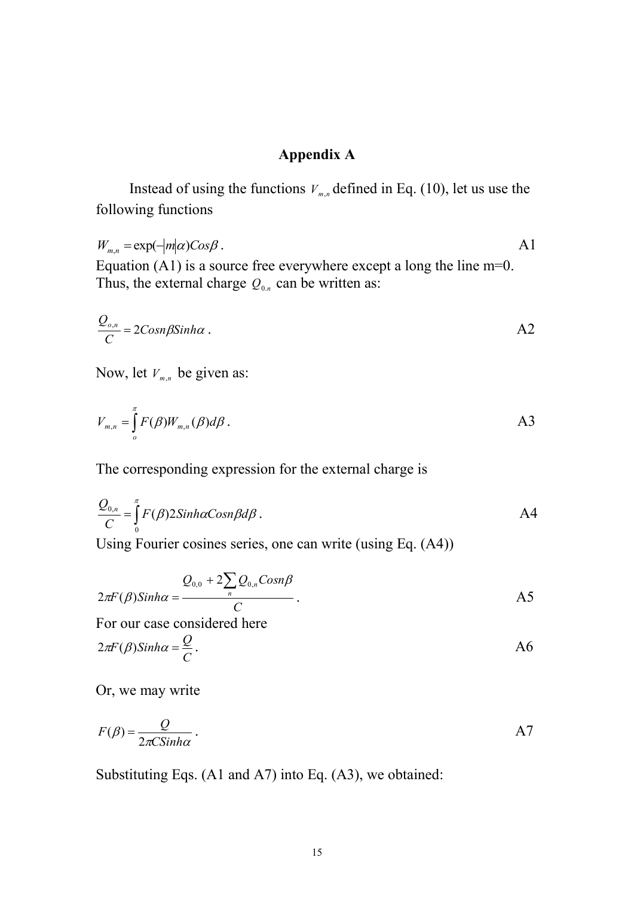## Appendix A

Instead of using the functions $V_{m,n}$ defined in Eq. (10), let us use the following functions

$$W_{m,n} = \exp(-|m|\alpha) Cos\beta \, . \qquad \text{A1}$$

Equation (A1) is a source free everywhere except a long the line m=0. Thus, the external charge $Q_{0.n}$ can be written as:

$$\frac{Q_{o,n}}{C} = 2 Cosn\beta Sinh\alpha \, . \qquad \text{A2}$$

Now, let $V_{m,n}$ be given as:

$$V_{m,n} = \int_{o}^{\pi} F(\beta) W_{m,n}(\beta) d\beta \, . \qquad \text{A3}$$

The corresponding expression for the external charge is

$$\frac{Q_{0,n}}{C} = \int_{0}^{\pi} F(\beta) 2 Sinh\alpha Cosn\beta d\beta \, . \qquad \text{A4}$$

Using Fourier cosines series, one can write (using Eq. (A4))

$$2\pi F(\beta) Sinh\alpha = \frac{Q_{0,0} + 2\sum_{n} Q_{0,n} Cosn\beta}{C} \, . \qquad \text{A5}$$

For our case considered here

$$2\pi F(\beta) Sinh\alpha = \frac{Q}{C} \, . \qquad \text{A6}$$

Or, we may write

$$F(\beta) = \frac{Q}{2\pi C Sinh\alpha} \, . \qquad \text{A7}$$

Substituting Eqs. (A1 and A7) into Eq. (A3), we obtained: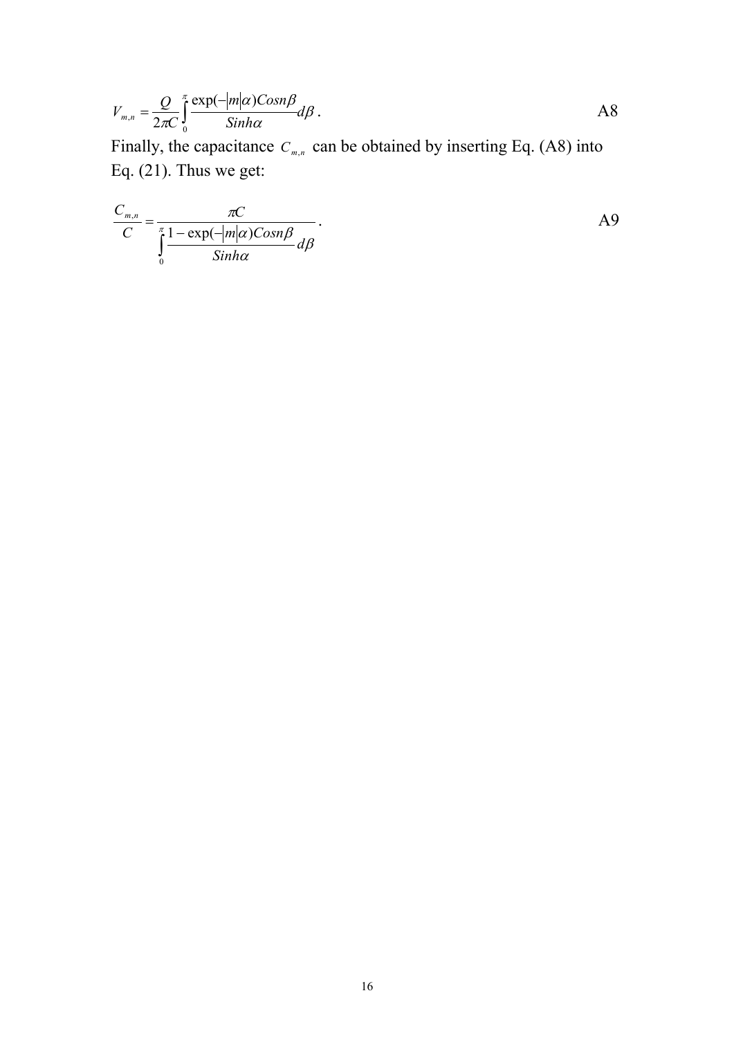$$V_{m,n} = \frac{Q}{2\pi C}\int_0^{\pi} \frac{\exp(-|m|\alpha)Cosn\beta}{Sinh\alpha} d\beta \,. \qquad \text{A8}$$

Finally, the capacitance $C_{m,n}$ can be obtained by inserting Eq. (A8) into Eq. (21). Thus we get:

$$\frac{C_{m,n}}{C} = \frac{\pi C}{\int_0^{\pi} \frac{1-\exp(-|m|\alpha)Cosn\beta}{Sinh\alpha} d\beta} \,. \qquad \text{A9}$$